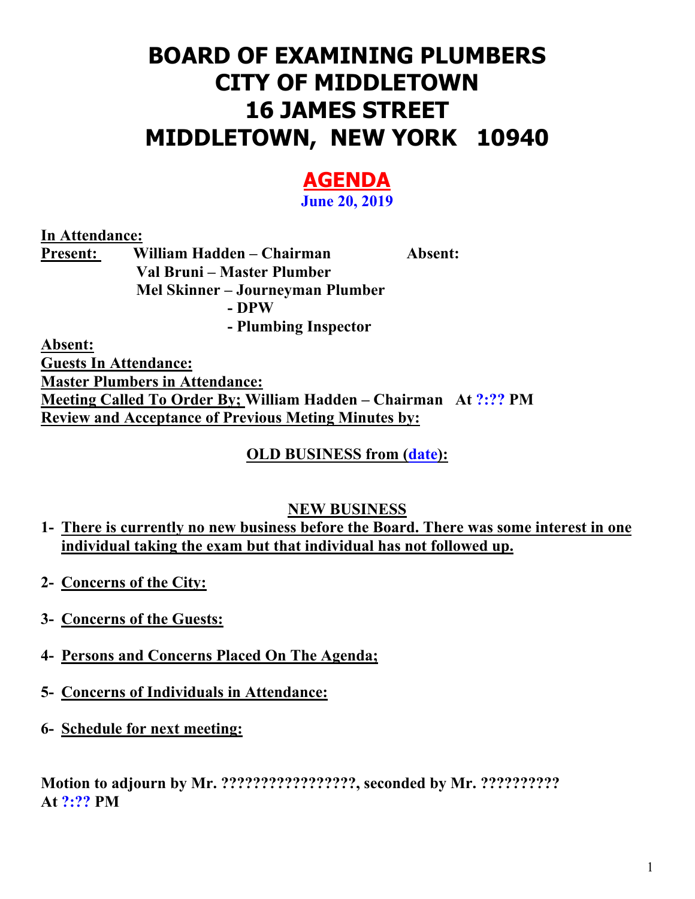# BOARD OF EXAMINING PLUMBERS
# CITY OF MIDDLETOWN
# 16 JAMES STREET
# MIDDLETOWN, NEW YORK 10940

## AGENDA

**June 20, 2019**

**In Attendance:**

**Present:** **William Hadden – Chairman** **Absent:**
**Val Bruni – Master Plumber**
**Mel Skinner – Journeyman Plumber**
**- DPW**
**- Plumbing Inspector**

**Absent:**

**Guests In Attendance:**

**Master Plumbers in Attendance:**

**Meeting Called To Order By; William Hadden – Chairman At ?:?? PM**

**Review and Acceptance of Previous Meting Minutes by:**

**OLD BUSINESS from (date):**

**NEW BUSINESS**

1- **There is currently no new business before the Board. There was some interest in one individual taking the exam but that individual has not followed up.**

2- **Concerns of the City:**

3- **Concerns of the Guests:**

4- **Persons and Concerns Placed On The Agenda;**

5- **Concerns of Individuals in Attendance:**

6- **Schedule for next meeting:**

**Motion to adjourn by Mr. ?????????????????, seconded by Mr. ??????????**
**At ?:?? PM**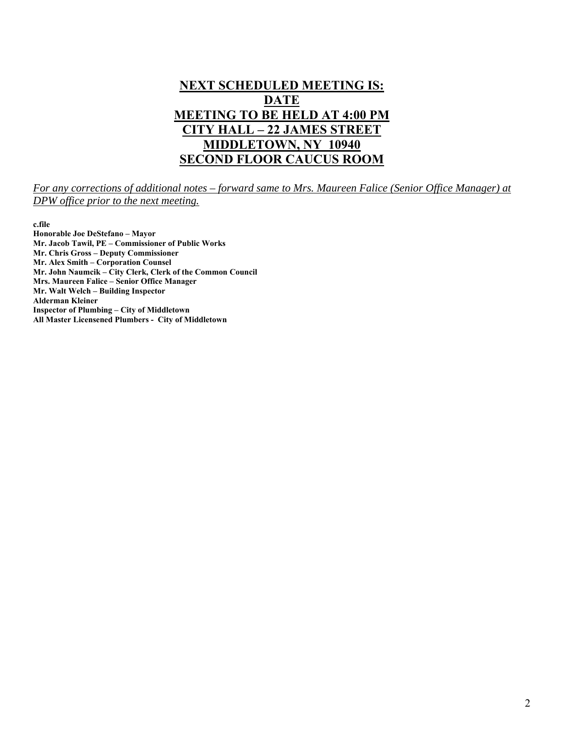**NEXT SCHEDULED MEETING IS:**
**DATE**
**MEETING TO BE HELD AT 4:00 PM**
**CITY HALL – 22 JAMES STREET**
**MIDDLETOWN, NY 10940**
**SECOND FLOOR CAUCUS ROOM**

*For any corrections of additional notes – forward same to Mrs. Maureen Falice (Senior Office Manager) at DPW office prior to the next meeting.*

**c.file**
**Honorable Joe DeStefano – Mayor**
**Mr. Jacob Tawil, PE – Commissioner of Public Works**
**Mr. Chris Gross – Deputy Commissioner**
**Mr. Alex Smith – Corporation Counsel**
**Mr. John Naumcik – City Clerk, Clerk of the Common Council**
**Mrs. Maureen Falice – Senior Office Manager**
**Mr. Walt Welch – Building Inspector**
**Alderman Kleiner**
**Inspector of Plumbing – City of Middletown**
**All Master Licensened Plumbers - City of Middletown**